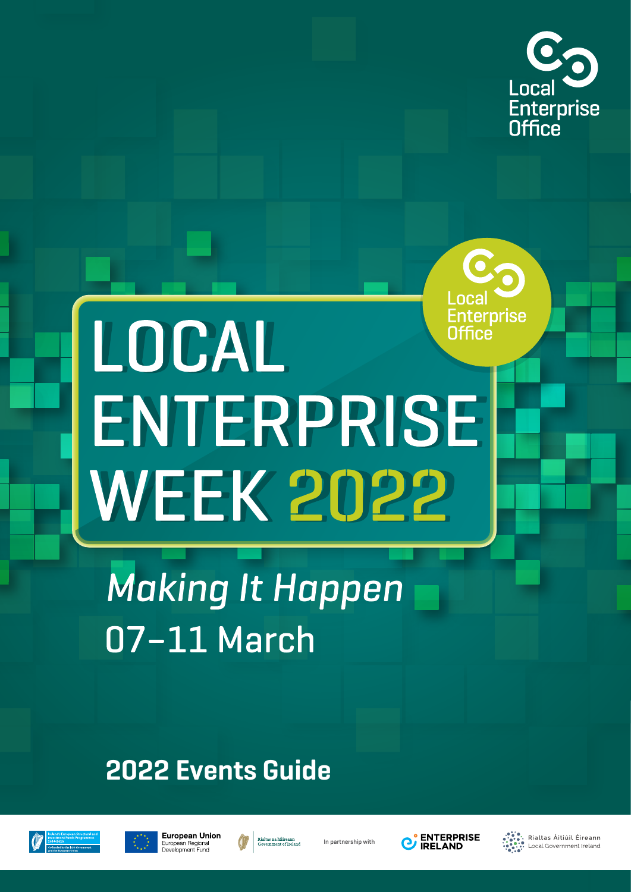Local Enterprise Office

# LOCAL ENTERPRISE WEEK 2022

Local Enterprise Office

*Making It Happen*

07–11 March

## 2022 Events Guide

Ireland's European Structural and Investment Funds Programmes 2014-2020

Co-funded by the Irish Government and the European Union

European Union European Regional Development Fund

Rialtas na hÉireann Government of Ireland

In partnership with

ENTERPRISE IRELAND

Rialtas Áitiúil Éireann Local Government Ireland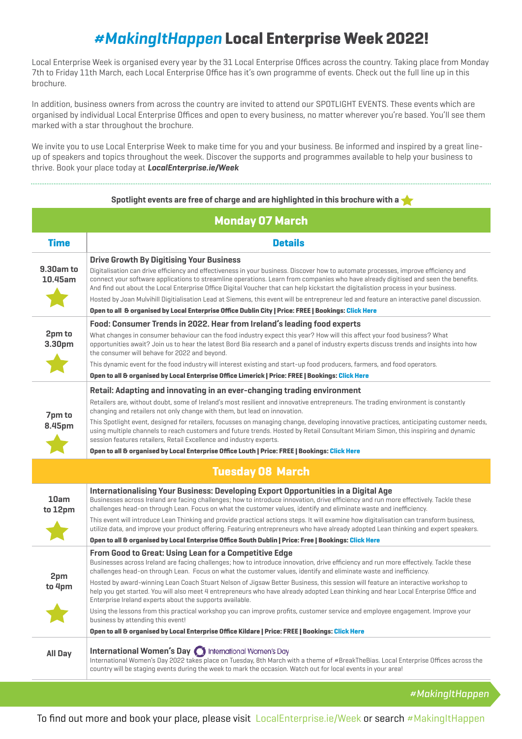# #MakingItHappen Local Enterprise Week 2022!

Local Enterprise Week is organised every year by the 31 Local Enterprise Offices across the country. Taking place from Monday 7th to Friday 11th March, each Local Enterprise Office has it's own programme of events. Check out the full line up in this brochure.

In addition, business owners from across the country are invited to attend our SPOTLIGHT EVENTS. These events which are organised by individual Local Enterprise Offices and open to every business, no matter wherever you're based. You'll see them marked with a star throughout the brochure.

We invite you to use Local Enterprise Week to make time for you and your business. Be informed and inspired by a great line-up of speakers and topics throughout the week. Discover the supports and programmes available to help your business to thrive. Book your place today at ***LocalEnterprise.ie/Week***

**Spotlight events are free of charge and are highlighted in this brochure with a ★**

## Monday 07 March

| Time | Details |
|---|---|
| 9.30am to 10.45am ★ | **Drive Growth By Digitising Your Business**<br>Digitalisation can drive efficiency and effectiveness in your business. Discover how to automate processes, improve efficiency and connect your software applications to streamline operations. Learn from companies who have already digitised and seen the benefits. And find out about the Local Enterprise Office Digital Voucher that can help kickstart the digitalistion process in your business.<br>Hosted by Joan Mulvihill Digitialisation Lead at Siemens, this event will be entrepreneur led and feature an interactive panel discussion.<br>**Open to all & organised by Local Enterprise Office Dublin City \| Price: FREE \| Bookings: Click Here** |
| 2pm to 3.30pm ★ | **Food: Consumer Trends in 2022. Hear from Ireland's leading food experts**<br>What changes in consumer behaviour can the food industry expect this year? How will this affect your food business? What opportunities await? Join us to hear the latest Bord Bia research and a panel of industry experts discuss trends and insights into how the consumer will behave for 2022 and beyond.<br>This dynamic event for the food industry will interest existing and start-up food producers, farmers, and food operators.<br>**Open to all & organised by Local Enterprise Office Limerick \| Price: FREE \| Bookings: Click Here** |
| 7pm to 8.45pm ★ | **Retail: Adapting and innovating in an ever-changing trading environment**<br>Retailers are, without doubt, some of Ireland's most resilient and innovative entrepreneurs. The trading environment is constantly changing and retailers not only change with them, but lead on innovation.<br>This Spotlight event, designed for retailers, focusses on managing change, developing innovative practices, anticipating customer needs, using multiple channels to reach customers and future trends. Hosted by Retail Consultant Miriam Simon, this inspiring and dynamic session features retailers, Retail Excellence and industry experts.<br>**Open to all & organised by Local Enterprise Office Louth \| Price: FREE \| Bookings: Click Here** |

## Tuesday 08 March

| Time | Details |
|---|---|
| 10am to 12pm ★ | **Internationalising Your Business: Developing Export Opportunities in a Digital Age**<br>Businesses across Ireland are facing challenges; how to introduce innovation, drive efficiency and run more effectively. Tackle these challenges head-on through Lean. Focus on what the customer values, identify and eliminate waste and inefficiency.<br>This event will introduce Lean Thinking and provide practical actions steps. It will examine how digitalisation can transform business, utilize data, and improve your product offering. Featuring entrepreneurs who have already adopted Lean thinking and expert speakers.<br>**Open to all & organised by Local Enterprise Office South Dublin \| Price: Free \| Bookings: Click Here** |
| 2pm to 4pm ★ | **From Good to Great: Using Lean for a Competitive Edge**<br>Businesses across Ireland are facing challenges; how to introduce innovation, drive efficiency and run more effectively. Tackle these challenges head-on through Lean. Focus on what the customer values, identify and eliminate waste and inefficiency.<br>Hosted by award-winning Lean Coach Stuart Nelson of Jigsaw Better Business, this session will feature an interactive workshop to help you get started. You will also meet 4 entrepreneurs who have already adopted Lean thinking and hear Local Enterprise Office and Enterprise Ireland experts about the supports available.<br>Using the lessons from this practical workshop you can improve profits, customer service and employee engagement. Improve your business by attending this event!<br>**Open to all & organised by Local Enterprise Office Kildare \| Price: FREE \| Bookings: Click Here** |
| All Day | **International Women's Day** International Women's Day<br>International Women's Day 2022 takes place on Tuesday, 8th March with a theme of #BreakTheBias. Local Enterprise Offices across the country will be staging events during the week to mark the occasion. Watch out for local events in your area! |

*#MakingItHappen*

To find out more and book your place, please visit LocalEnterprise.ie/Week or search #MakingItHappen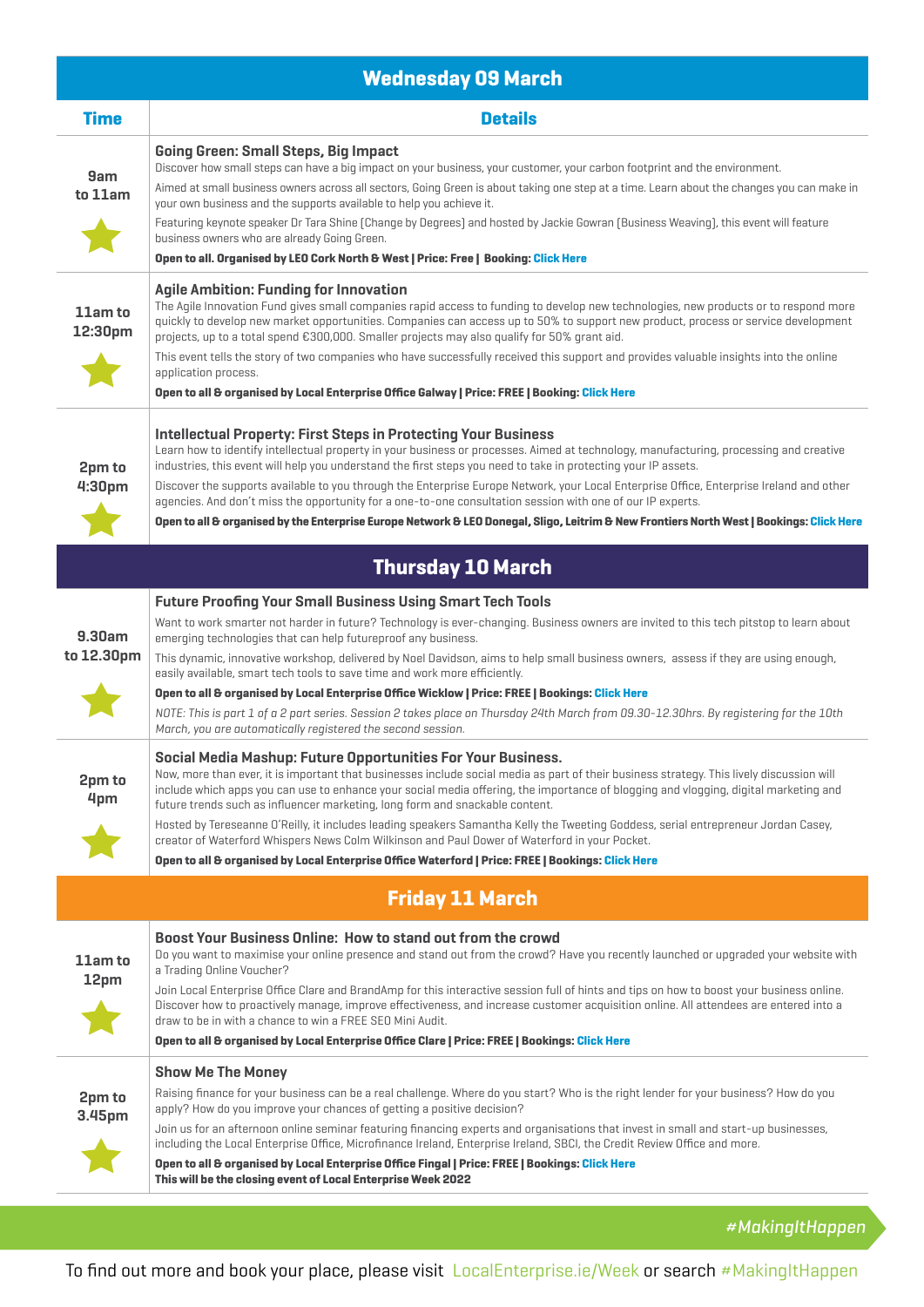## Wednesday 09 March

| Time | Details |
|---|---|
| 9am to 11am | **Going Green: Small Steps, Big Impact**<br>Discover how small steps can have a big impact on your business, your customer, your carbon footprint and the environment.<br>Aimed at small business owners across all sectors, Going Green is about taking one step at a time. Learn about the changes you can make in your own business and the supports available to help you achieve it.<br>Featuring keynote speaker Dr Tara Shine (Change by Degrees) and hosted by Jackie Gowran (Business Weaving), this event will feature business owners who are already Going Green.<br>**Open to all. Organised by LEO Cork North & West \| Price: Free \| Booking: Click Here** |
| 11am to 12:30pm | **Agile Ambition: Funding for Innovation**<br>The Agile Innovation Fund gives small companies rapid access to funding to develop new technologies, new products or to respond more quickly to develop new market opportunities. Companies can access up to 50% to support new product, process or service development projects, up to a total spend €300,000. Smaller projects may also qualify for 50% grant aid.<br>This event tells the story of two companies who have successfully received this support and provides valuable insights into the online application process.<br>**Open to all & organised by Local Enterprise Office Galway \| Price: FREE \| Booking: Click Here** |
| 2pm to 4:30pm | **Intellectual Property: First Steps in Protecting Your Business**<br>Learn how to identify intellectual property in your business or processes. Aimed at technology, manufacturing, processing and creative industries, this event will help you understand the first steps you need to take in protecting your IP assets.<br>Discover the supports available to you through the Enterprise Europe Network, your Local Enterprise Office, Enterprise Ireland and other agencies. And don't miss the opportunity for a one-to-one consultation session with one of our IP experts.<br>**Open to all & organised by the Enterprise Europe Network & LEO Donegal, Sligo, Leitrim & New Frontiers North West \| Bookings: Click Here** |

## Thursday 10 March

| Time | Details |
|---|---|
| 9.30am to 12.30pm | **Future Proofing Your Small Business Using Smart Tech Tools**<br>Want to work smarter not harder in future? Technology is ever-changing. Business owners are invited to this tech pitstop to learn about emerging technologies that can help futureproof any business.<br>This dynamic, innovative workshop, delivered by Noel Davidson, aims to help small business owners, assess if they are using enough, easily available, smart tech tools to save time and work more efficiently.<br>**Open to all & organised by Local Enterprise Office Wicklow \| Price: FREE \| Bookings: Click Here**<br>*NOTE: This is part 1 of a 2 part series. Session 2 takes place on Thursday 24th March from 09.30-12.30hrs. By registering for the 10th March, you are automatically registered the second session.* |
| 2pm to 4pm | **Social Media Mashup: Future Opportunities For Your Business.**<br>Now, more than ever, it is important that businesses include social media as part of their business strategy. This lively discussion will include which apps you can use to enhance your social media offering, the importance of blogging and vlogging, digital marketing and future trends such as influencer marketing, long form and snackable content.<br>Hosted by Tereseanne O'Reilly, it includes leading speakers Samantha Kelly the Tweeting Goddess, serial entrepreneur Jordan Casey, creator of Waterford Whispers News Colm Wilkinson and Paul Dower of Waterford in your Pocket.<br>**Open to all & organised by Local Enterprise Office Waterford \| Price: FREE \| Bookings: Click Here** |

## Friday 11 March

| Time | Details |
|---|---|
| 11am to 12pm | **Boost Your Business Online: How to stand out from the crowd**<br>Do you want to maximise your online presence and stand out from the crowd? Have you recently launched or upgraded your website with a Trading Online Voucher?<br>Join Local Enterprise Office Clare and BrandAmp for this interactive session full of hints and tips on how to boost your business online. Discover how to proactively manage, improve effectiveness, and increase customer acquisition online. All attendees are entered into a draw to be in with a chance to win a FREE SEO Mini Audit.<br>**Open to all & organised by Local Enterprise Office Clare \| Price: FREE \| Bookings: Click Here** |
| 2pm to 3.45pm | **Show Me The Money**<br>Raising finance for your business can be a real challenge. Where do you start? Who is the right lender for your business? How do you apply? How do you improve your chances of getting a positive decision?<br>Join us for an afternoon online seminar featuring financing experts and organisations that invest in small and start-up businesses, including the Local Enterprise Office, Microfinance Ireland, Enterprise Ireland, SBCI, the Credit Review Office and more.<br>**Open to all & organised by Local Enterprise Office Fingal \| Price: FREE \| Bookings: Click Here**<br>**This will be the closing event of Local Enterprise Week 2022** |

#MakingItHappen

To find out more and book your place, please visit LocalEnterprise.ie/Week or search #MakingItHappen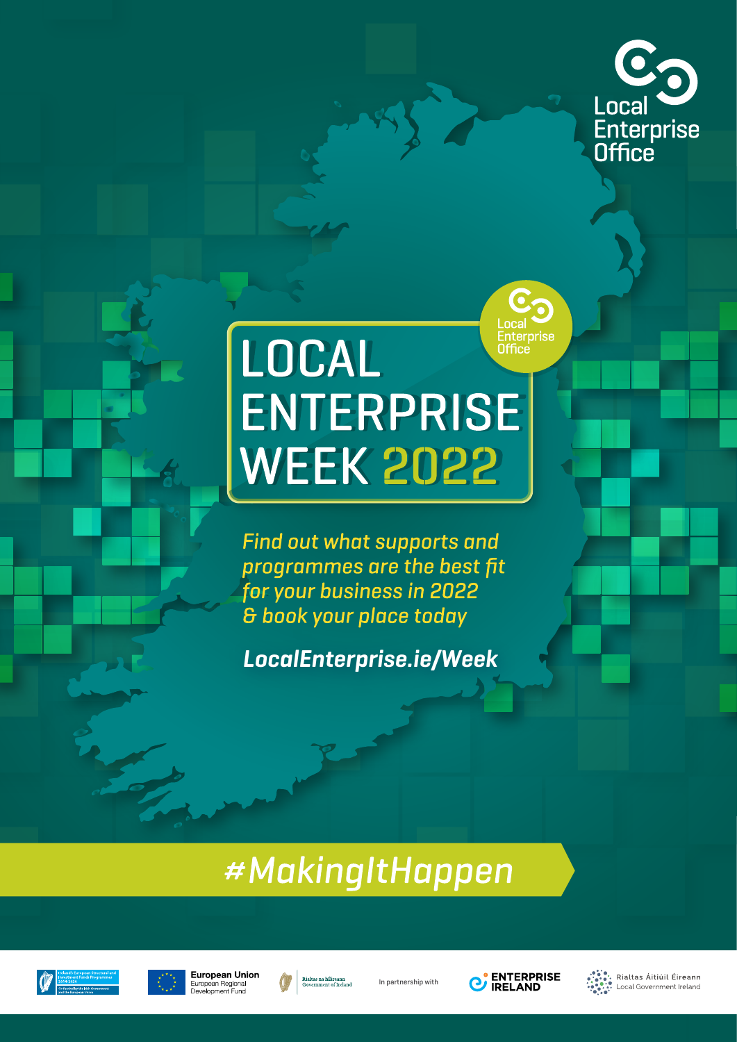Local Enterprise Office

Local Enterprise Office

# LOCAL ENTERPRISE WEEK 2022

*Find out what supports and programmes are the best fit for your business in 2022 & book your place today*

***LocalEnterprise.ie/Week***

## *#MakingItHappen*

Ireland's European Structural and Investment Funds Programmes 2014-2020

Co-funded by the Irish Government and the European Union

**European Union**
European Regional Development Fund

Rialtas na hÉireann
Government of Ireland

In partnership with

ENTERPRISE IRELAND

Rialtas Áitiúil Éireann
Local Government Ireland